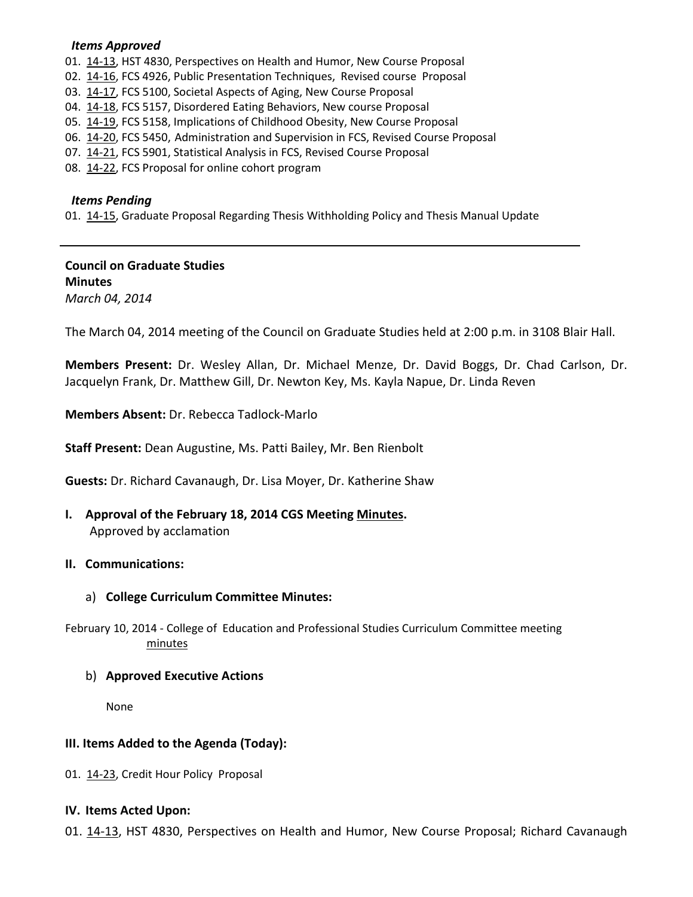***Items Approved***

01. 14-13, HST 4830, Perspectives on Health and Humor, New Course Proposal
02. 14-16, FCS 4926, Public Presentation Techniques, Revised course Proposal
03. 14-17, FCS 5100, Societal Aspects of Aging, New Course Proposal
04. 14-18, FCS 5157, Disordered Eating Behaviors, New course Proposal
05. 14-19, FCS 5158, Implications of Childhood Obesity, New Course Proposal
06. 14-20, FCS 5450, Administration and Supervision in FCS, Revised Course Proposal
07. 14-21, FCS 5901, Statistical Analysis in FCS, Revised Course Proposal
08. 14-22, FCS Proposal for online cohort program

***Items Pending***

01. 14-15, Graduate Proposal Regarding Thesis Withholding Policy and Thesis Manual Update

---

**Council on Graduate Studies**
**Minutes**
*March 04, 2014*

The March 04, 2014 meeting of the Council on Graduate Studies held at 2:00 p.m. in 3108 Blair Hall.

**Members Present:** Dr. Wesley Allan, Dr. Michael Menze, Dr. David Boggs, Dr. Chad Carlson, Dr. Jacquelyn Frank, Dr. Matthew Gill, Dr. Newton Key, Ms. Kayla Napue, Dr. Linda Reven

**Members Absent:** Dr. Rebecca Tadlock-Marlo

**Staff Present:** Dean Augustine, Ms. Patti Bailey, Mr. Ben Rienbolt

**Guests:** Dr. Richard Cavanaugh, Dr. Lisa Moyer, Dr. Katherine Shaw

**I. Approval of the February 18, 2014 CGS Meeting Minutes.**
Approved by acclamation

**II. Communications:**

a) **College Curriculum Committee Minutes:**

February 10, 2014 - College of Education and Professional Studies Curriculum Committee meeting minutes

b) **Approved Executive Actions**

None

**III. Items Added to the Agenda (Today):**

01. 14-23, Credit Hour Policy Proposal

**IV. Items Acted Upon:**

01. 14-13, HST 4830, Perspectives on Health and Humor, New Course Proposal; Richard Cavanaugh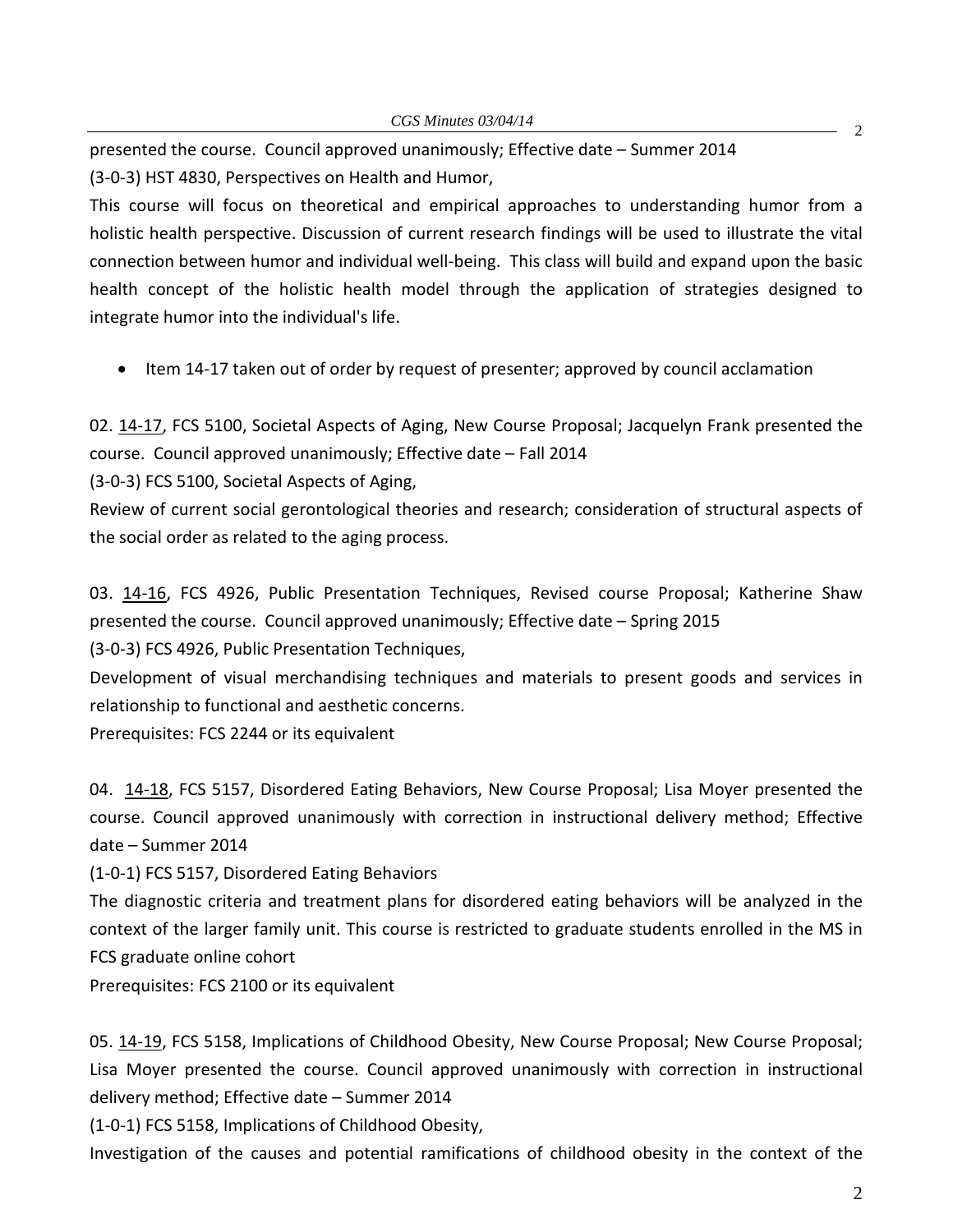presented the course. Council approved unanimously; Effective date – Summer 2014

(3-0-3) HST 4830, Perspectives on Health and Humor,

This course will focus on theoretical and empirical approaches to understanding humor from a holistic health perspective. Discussion of current research findings will be used to illustrate the vital connection between humor and individual well-being. This class will build and expand upon the basic health concept of the holistic health model through the application of strategies designed to integrate humor into the individual's life.

- Item 14-17 taken out of order by request of presenter; approved by council acclamation

02. 14-17, FCS 5100, Societal Aspects of Aging, New Course Proposal; Jacquelyn Frank presented the course. Council approved unanimously; Effective date – Fall 2014

(3-0-3) FCS 5100, Societal Aspects of Aging,

Review of current social gerontological theories and research; consideration of structural aspects of the social order as related to the aging process.

03. 14-16, FCS 4926, Public Presentation Techniques, Revised course Proposal; Katherine Shaw presented the course. Council approved unanimously; Effective date – Spring 2015

(3-0-3) FCS 4926, Public Presentation Techniques,

Development of visual merchandising techniques and materials to present goods and services in relationship to functional and aesthetic concerns.

Prerequisites: FCS 2244 or its equivalent

04. 14-18, FCS 5157, Disordered Eating Behaviors, New Course Proposal; Lisa Moyer presented the course. Council approved unanimously with correction in instructional delivery method; Effective date – Summer 2014

(1-0-1) FCS 5157, Disordered Eating Behaviors

The diagnostic criteria and treatment plans for disordered eating behaviors will be analyzed in the context of the larger family unit. This course is restricted to graduate students enrolled in the MS in FCS graduate online cohort

Prerequisites: FCS 2100 or its equivalent

05. 14-19, FCS 5158, Implications of Childhood Obesity, New Course Proposal; New Course Proposal; Lisa Moyer presented the course. Council approved unanimously with correction in instructional delivery method; Effective date – Summer 2014

(1-0-1) FCS 5158, Implications of Childhood Obesity,

Investigation of the causes and potential ramifications of childhood obesity in the context of the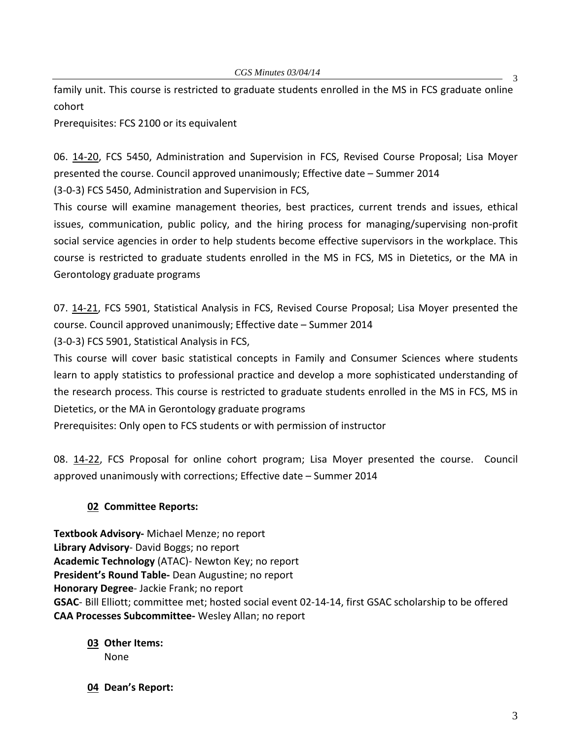family unit. This course is restricted to graduate students enrolled in the MS in FCS graduate online cohort

Prerequisites: FCS 2100 or its equivalent

06. 14-20, FCS 5450, Administration and Supervision in FCS, Revised Course Proposal; Lisa Moyer presented the course. Council approved unanimously; Effective date – Summer 2014

(3-0-3) FCS 5450, Administration and Supervision in FCS,

This course will examine management theories, best practices, current trends and issues, ethical issues, communication, public policy, and the hiring process for managing/supervising non-profit social service agencies in order to help students become effective supervisors in the workplace. This course is restricted to graduate students enrolled in the MS in FCS, MS in Dietetics, or the MA in Gerontology graduate programs

07. 14-21, FCS 5901, Statistical Analysis in FCS, Revised Course Proposal; Lisa Moyer presented the course. Council approved unanimously; Effective date – Summer 2014

(3-0-3) FCS 5901, Statistical Analysis in FCS,

This course will cover basic statistical concepts in Family and Consumer Sciences where students learn to apply statistics to professional practice and develop a more sophisticated understanding of the research process. This course is restricted to graduate students enrolled in the MS in FCS, MS in Dietetics, or the MA in Gerontology graduate programs

Prerequisites: Only open to FCS students or with permission of instructor

08. 14-22, FCS Proposal for online cohort program; Lisa Moyer presented the course. Council approved unanimously with corrections; Effective date – Summer 2014

## 02 Committee Reports:

**Textbook Advisory-** Michael Menze; no report
**Library Advisory**- David Boggs; no report
**Academic Technology** (ATAC)- Newton Key; no report
**President's Round Table-** Dean Augustine; no report
**Honorary Degree**- Jackie Frank; no report
**GSAC**- Bill Elliott; committee met; hosted social event 02-14-14, first GSAC scholarship to be offered
**CAA Processes Subcommittee-** Wesley Allan; no report

## 03 Other Items:

None

## 04 Dean's Report: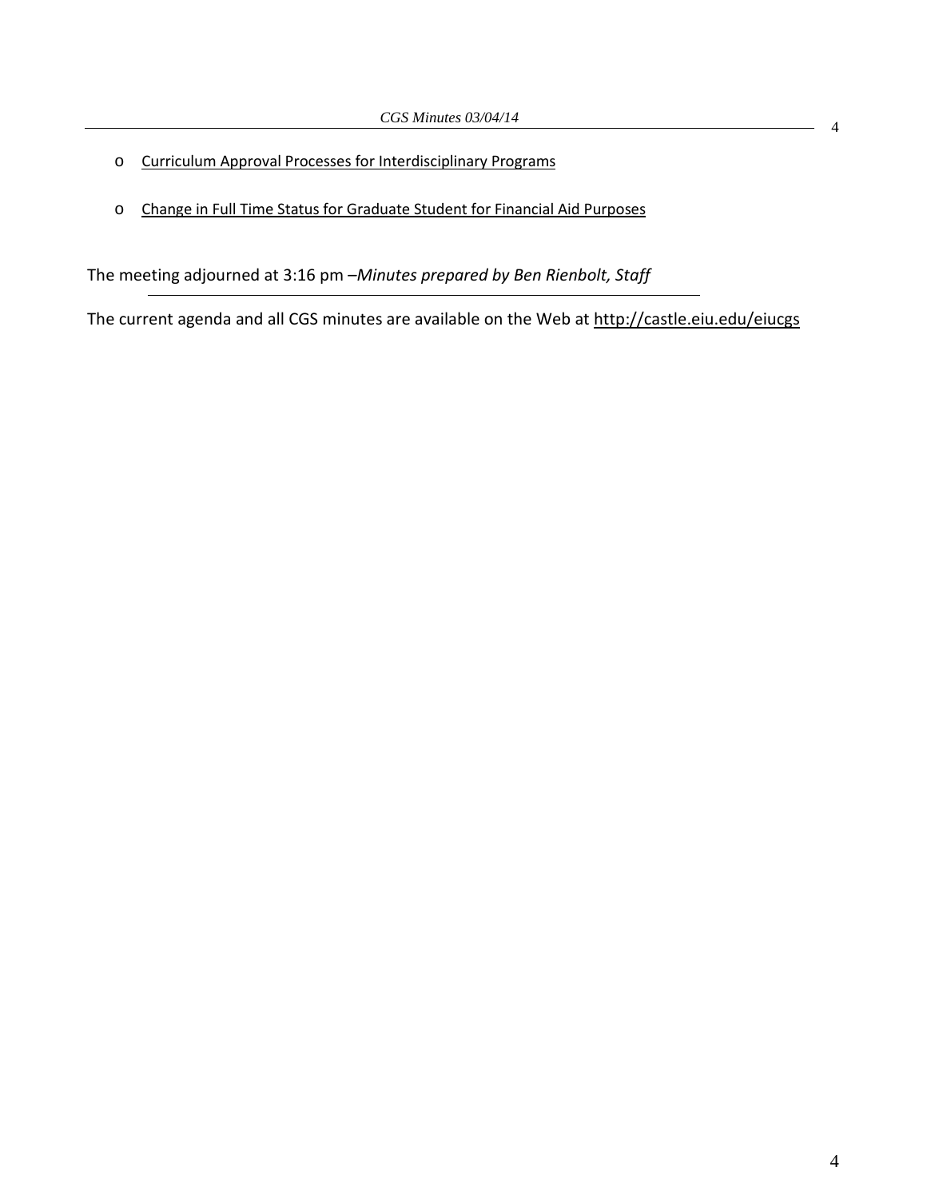- Curriculum Approval Processes for Interdisciplinary Programs

- Change in Full Time Status for Graduate Student for Financial Aid Purposes

The meeting adjourned at 3:16 pm –*Minutes prepared by Ben Rienbolt, Staff*

---

The current agenda and all CGS minutes are available on the Web at http://castle.eiu.edu/eiucgs